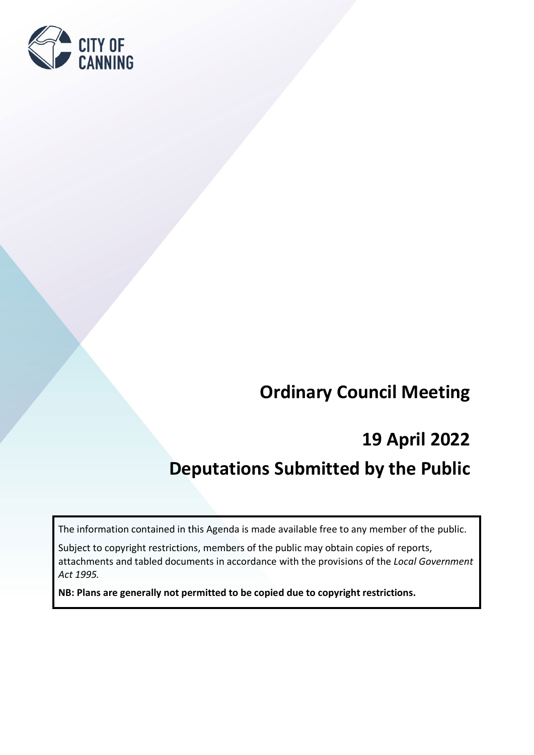CITY OF CANNING

# Ordinary Council Meeting

# 19 April 2022

# Deputations Submitted by the Public

The information contained in this Agenda is made available free to any member of the public.

Subject to copyright restrictions, members of the public may obtain copies of reports, attachments and tabled documents in accordance with the provisions of the *Local Government Act 1995.*

**NB: Plans are generally not permitted to be copied due to copyright restrictions.**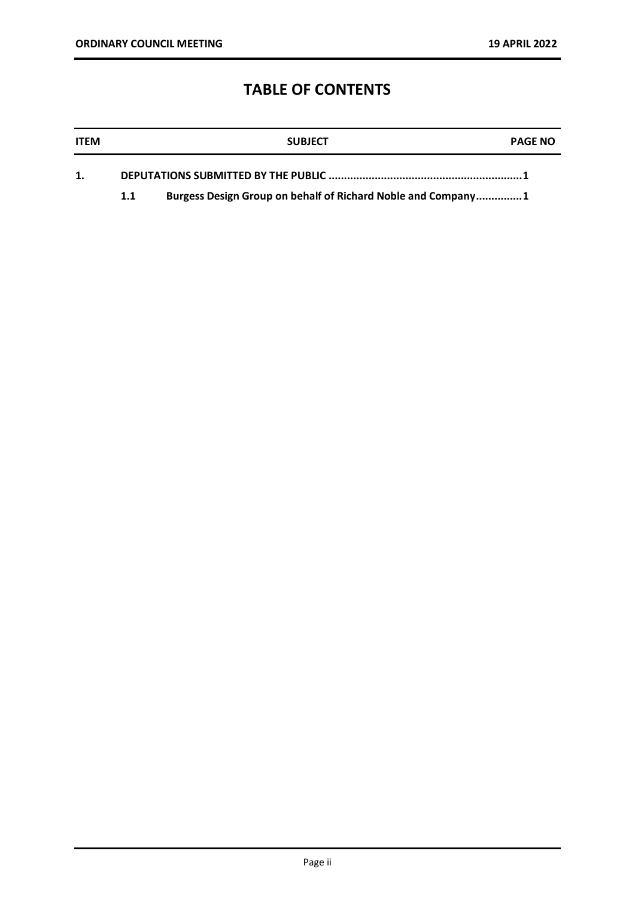# TABLE OF CONTENTS

| ITEM | | SUBJECT | PAGE NO |
|---|---|---|---|
| **1.** | | **DEPUTATIONS SUBMITTED BY THE PUBLIC** | **1** |
| | **1.1** | **Burgess Design Group on behalf of Richard Noble and Company** | **1** |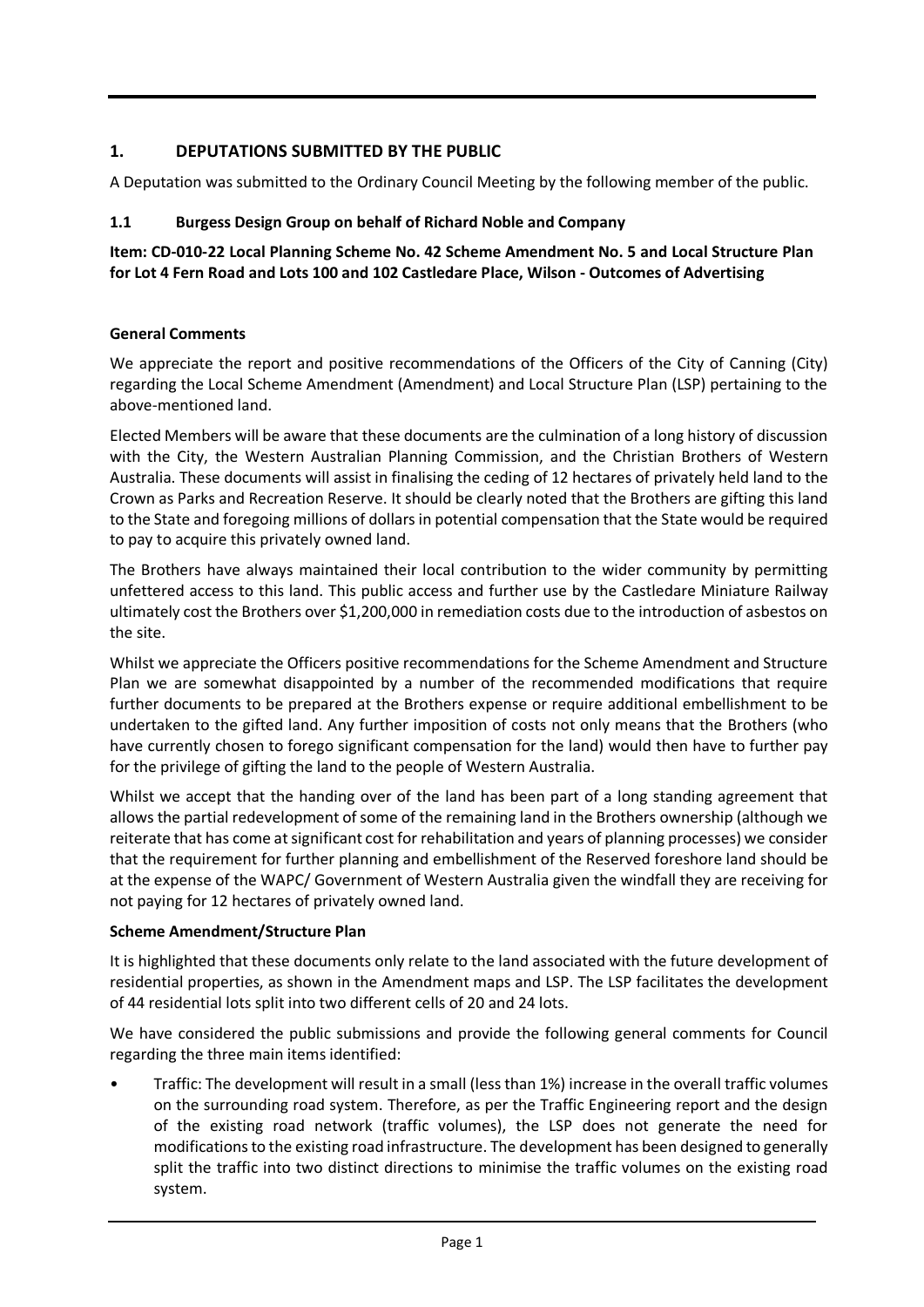## 1. DEPUTATIONS SUBMITTED BY THE PUBLIC

A Deputation was submitted to the Ordinary Council Meeting by the following member of the public.

### 1.1 Burgess Design Group on behalf of Richard Noble and Company

**Item: CD-010-22 Local Planning Scheme No. 42 Scheme Amendment No. 5 and Local Structure Plan for Lot 4 Fern Road and Lots 100 and 102 Castledare Place, Wilson - Outcomes of Advertising**

**General Comments**

We appreciate the report and positive recommendations of the Officers of the City of Canning (City) regarding the Local Scheme Amendment (Amendment) and Local Structure Plan (LSP) pertaining to the above-mentioned land.

Elected Members will be aware that these documents are the culmination of a long history of discussion with the City, the Western Australian Planning Commission, and the Christian Brothers of Western Australia. These documents will assist in finalising the ceding of 12 hectares of privately held land to the Crown as Parks and Recreation Reserve. It should be clearly noted that the Brothers are gifting this land to the State and foregoing millions of dollars in potential compensation that the State would be required to pay to acquire this privately owned land.

The Brothers have always maintained their local contribution to the wider community by permitting unfettered access to this land. This public access and further use by the Castledare Miniature Railway ultimately cost the Brothers over $1,200,000 in remediation costs due to the introduction of asbestos on the site.

Whilst we appreciate the Officers positive recommendations for the Scheme Amendment and Structure Plan we are somewhat disappointed by a number of the recommended modifications that require further documents to be prepared at the Brothers expense or require additional embellishment to be undertaken to the gifted land. Any further imposition of costs not only means that the Brothers (who have currently chosen to forego significant compensation for the land) would then have to further pay for the privilege of gifting the land to the people of Western Australia.

Whilst we accept that the handing over of the land has been part of a long standing agreement that allows the partial redevelopment of some of the remaining land in the Brothers ownership (although we reiterate that has come at significant cost for rehabilitation and years of planning processes) we consider that the requirement for further planning and embellishment of the Reserved foreshore land should be at the expense of the WAPC/ Government of Western Australia given the windfall they are receiving for not paying for 12 hectares of privately owned land.

**Scheme Amendment/Structure Plan**

It is highlighted that these documents only relate to the land associated with the future development of residential properties, as shown in the Amendment maps and LSP. The LSP facilitates the development of 44 residential lots split into two different cells of 20 and 24 lots.

We have considered the public submissions and provide the following general comments for Council regarding the three main items identified:

- Traffic: The development will result in a small (less than 1%) increase in the overall traffic volumes on the surrounding road system. Therefore, as per the Traffic Engineering report and the design of the existing road network (traffic volumes), the LSP does not generate the need for modifications to the existing road infrastructure. The development has been designed to generally split the traffic into two distinct directions to minimise the traffic volumes on the existing road system.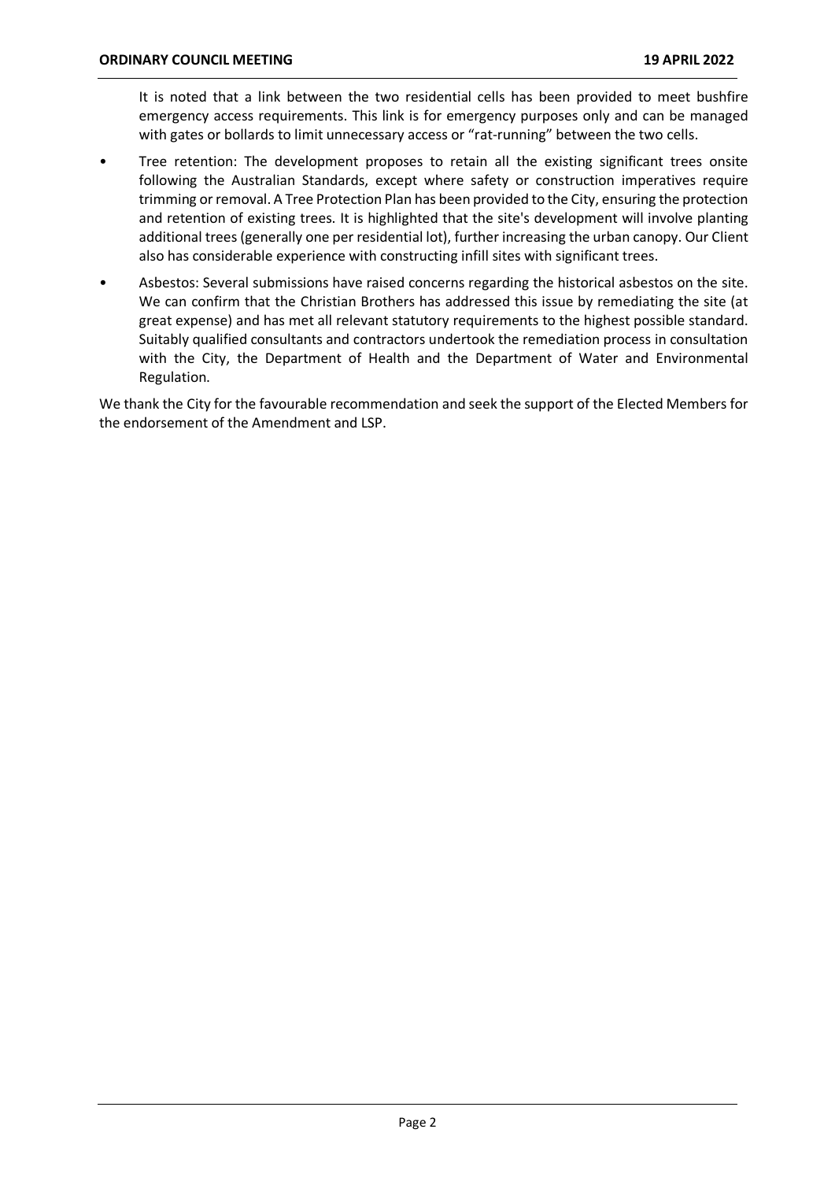It is noted that a link between the two residential cells has been provided to meet bushfire emergency access requirements. This link is for emergency purposes only and can be managed with gates or bollards to limit unnecessary access or "rat-running" between the two cells.

- Tree retention: The development proposes to retain all the existing significant trees onsite following the Australian Standards, except where safety or construction imperatives require trimming or removal. A Tree Protection Plan has been provided to the City, ensuring the protection and retention of existing trees. It is highlighted that the site's development will involve planting additional trees (generally one per residential lot), further increasing the urban canopy. Our Client also has considerable experience with constructing infill sites with significant trees.
- Asbestos: Several submissions have raised concerns regarding the historical asbestos on the site. We can confirm that the Christian Brothers has addressed this issue by remediating the site (at great expense) and has met all relevant statutory requirements to the highest possible standard. Suitably qualified consultants and contractors undertook the remediation process in consultation with the City, the Department of Health and the Department of Water and Environmental Regulation.

We thank the City for the favourable recommendation and seek the support of the Elected Members for the endorsement of the Amendment and LSP.